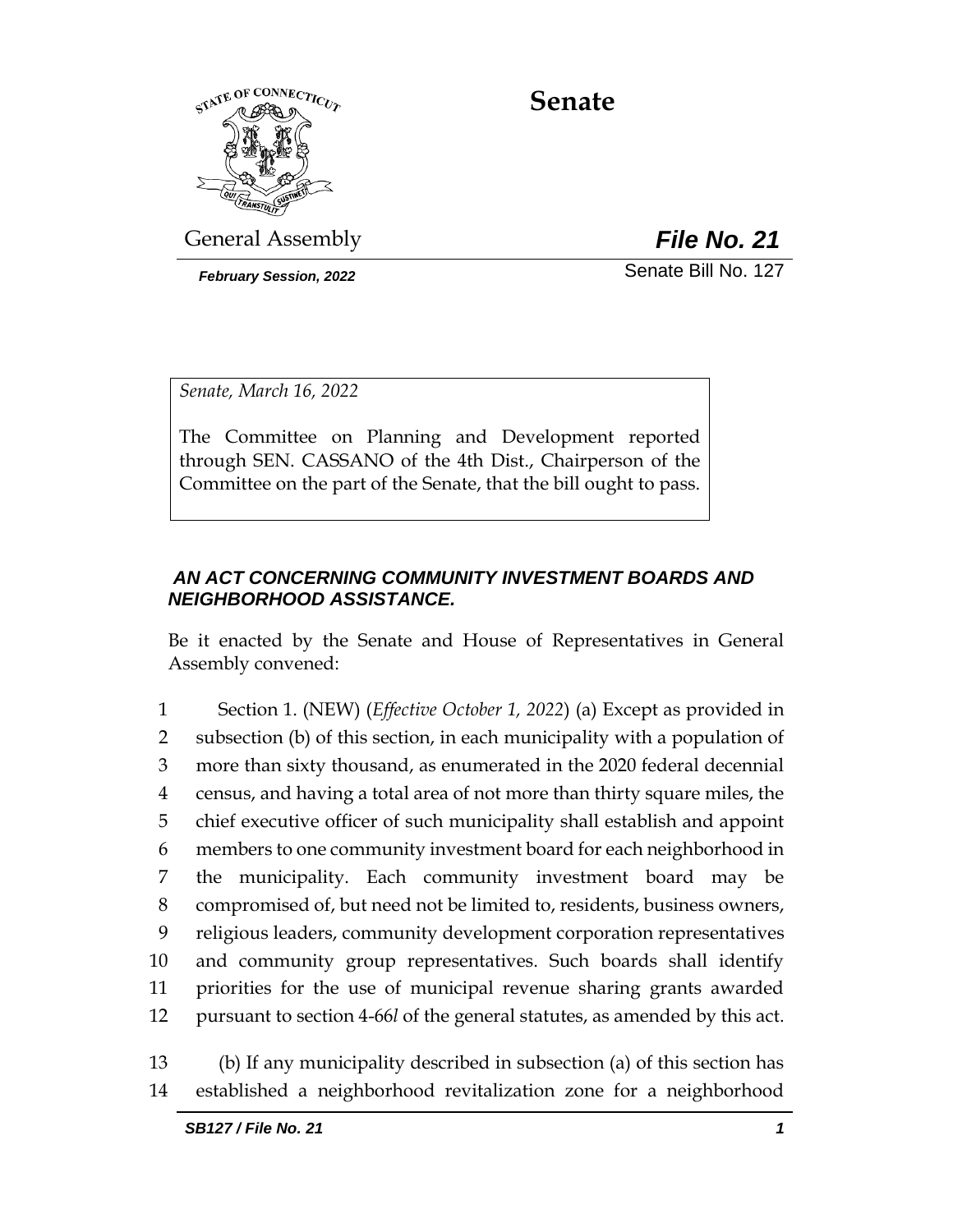# Senate

General Assembly

***File No. 21***

***February Session, 2022***

Senate Bill No. 127

*Senate, March 16, 2022*

The Committee on Planning and Development reported through SEN. CASSANO of the 4th Dist., Chairperson of the Committee on the part of the Senate, that the bill ought to pass.

## *AN ACT CONCERNING COMMUNITY INVESTMENT BOARDS AND NEIGHBORHOOD ASSISTANCE.*

Be it enacted by the Senate and House of Representatives in General Assembly convened:

1 Section 1. (NEW) (*Effective October 1, 2022*) (a) Except as provided in
2 subsection (b) of this section, in each municipality with a population of
3 more than sixty thousand, as enumerated in the 2020 federal decennial
4 census, and having a total area of not more than thirty square miles, the
5 chief executive officer of such municipality shall establish and appoint
6 members to one community investment board for each neighborhood in
7 the municipality. Each community investment board may be
8 compromised of, but need not be limited to, residents, business owners,
9 religious leaders, community development corporation representatives
10 and community group representatives. Such boards shall identify
11 priorities for the use of municipal revenue sharing grants awarded
12 pursuant to section 4-66*l* of the general statutes, as amended by this act.

13 (b) If any municipality described in subsection (a) of this section has
14 established a neighborhood revitalization zone for a neighborhood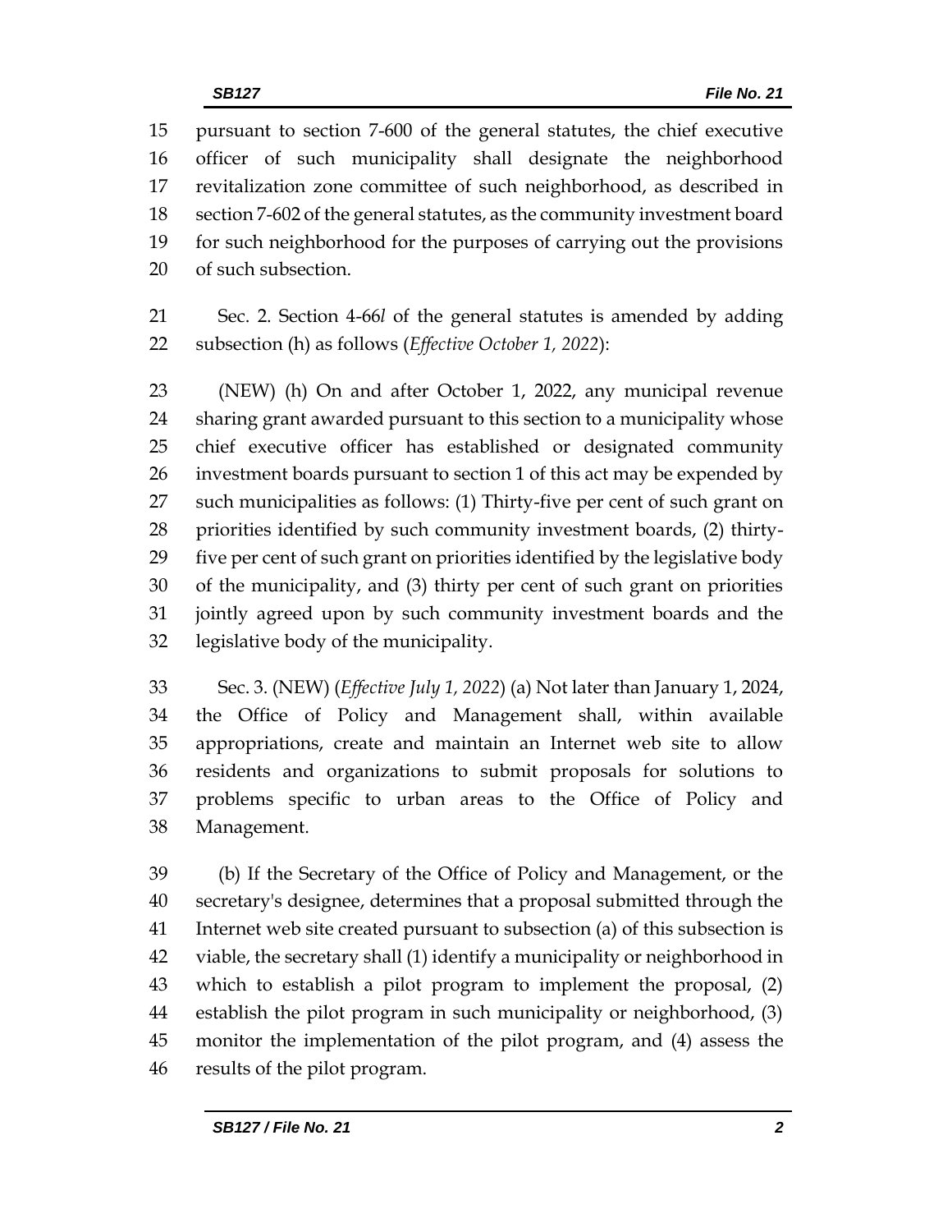pursuant to section 7-600 of the general statutes, the chief executive officer of such municipality shall designate the neighborhood revitalization zone committee of such neighborhood, as described in section 7-602 of the general statutes, as the community investment board for such neighborhood for the purposes of carrying out the provisions of such subsection.

Sec. 2. Section 4-66*l* of the general statutes is amended by adding subsection (h) as follows (*Effective October 1, 2022*):

(NEW) (h) On and after October 1, 2022, any municipal revenue sharing grant awarded pursuant to this section to a municipality whose chief executive officer has established or designated community investment boards pursuant to section 1 of this act may be expended by such municipalities as follows: (1) Thirty-five per cent of such grant on priorities identified by such community investment boards, (2) thirty-five per cent of such grant on priorities identified by the legislative body of the municipality, and (3) thirty per cent of such grant on priorities jointly agreed upon by such community investment boards and the legislative body of the municipality.

Sec. 3. (NEW) (*Effective July 1, 2022*) (a) Not later than January 1, 2024, the Office of Policy and Management shall, within available appropriations, create and maintain an Internet web site to allow residents and organizations to submit proposals for solutions to problems specific to urban areas to the Office of Policy and Management.

(b) If the Secretary of the Office of Policy and Management, or the secretary's designee, determines that a proposal submitted through the Internet web site created pursuant to subsection (a) of this subsection is viable, the secretary shall (1) identify a municipality or neighborhood in which to establish a pilot program to implement the proposal, (2) establish the pilot program in such municipality or neighborhood, (3) monitor the implementation of the pilot program, and (4) assess the results of the pilot program.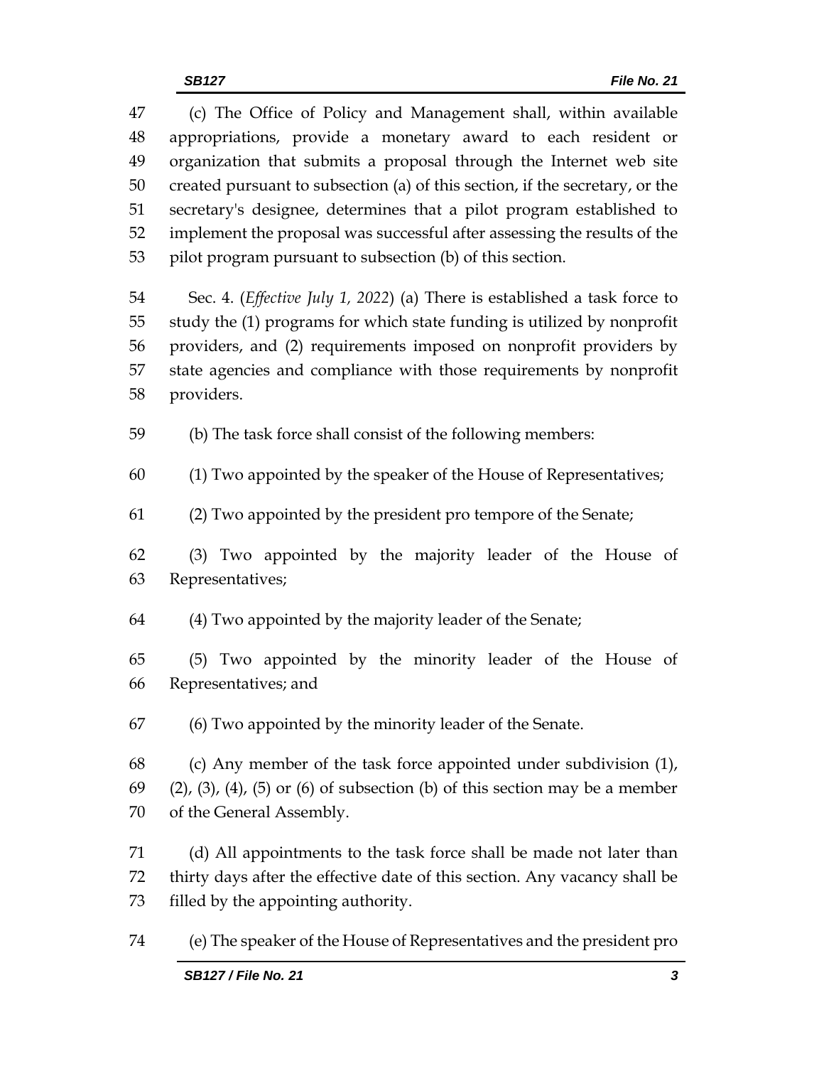(c) The Office of Policy and Management shall, within available appropriations, provide a monetary award to each resident or organization that submits a proposal through the Internet web site created pursuant to subsection (a) of this section, if the secretary, or the secretary's designee, determines that a pilot program established to implement the proposal was successful after assessing the results of the pilot program pursuant to subsection (b) of this section.

Sec. 4. (*Effective July 1, 2022*) (a) There is established a task force to study the (1) programs for which state funding is utilized by nonprofit providers, and (2) requirements imposed on nonprofit providers by state agencies and compliance with those requirements by nonprofit providers.

(b) The task force shall consist of the following members:

(1) Two appointed by the speaker of the House of Representatives;

(2) Two appointed by the president pro tempore of the Senate;

(3) Two appointed by the majority leader of the House of Representatives;

(4) Two appointed by the majority leader of the Senate;

(5) Two appointed by the minority leader of the House of Representatives; and

(6) Two appointed by the minority leader of the Senate.

(c) Any member of the task force appointed under subdivision (1), (2), (3), (4), (5) or (6) of subsection (b) of this section may be a member of the General Assembly.

(d) All appointments to the task force shall be made not later than thirty days after the effective date of this section. Any vacancy shall be filled by the appointing authority.

(e) The speaker of the House of Representatives and the president pro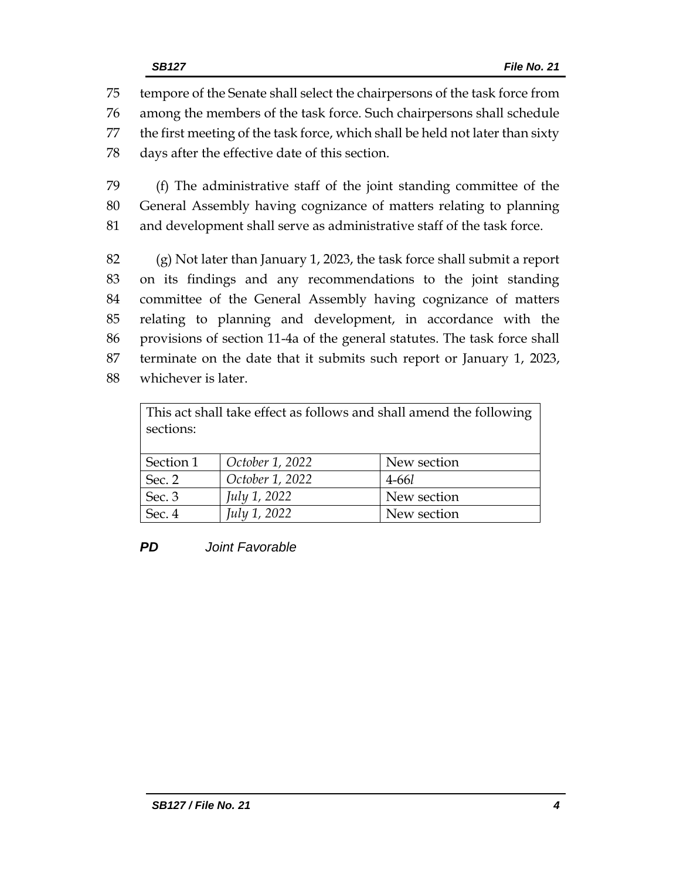tempore of the Senate shall select the chairpersons of the task force from among the members of the task force. Such chairpersons shall schedule the first meeting of the task force, which shall be held not later than sixty days after the effective date of this section.

(f) The administrative staff of the joint standing committee of the General Assembly having cognizance of matters relating to planning and development shall serve as administrative staff of the task force.

(g) Not later than January 1, 2023, the task force shall submit a report on its findings and any recommendations to the joint standing committee of the General Assembly having cognizance of matters relating to planning and development, in accordance with the provisions of section 11-4a of the general statutes. The task force shall terminate on the date that it submits such report or January 1, 2023, whichever is later.

| This act shall take effect as follows and shall amend the following sections: | | |
|---|---|---|
| Section 1 | *October 1, 2022* | New section |
| Sec. 2 | *October 1, 2022* | 4-66*l* |
| Sec. 3 | *July 1, 2022* | New section |
| Sec. 4 | *July 1, 2022* | New section |

***PD*** *Joint Favorable*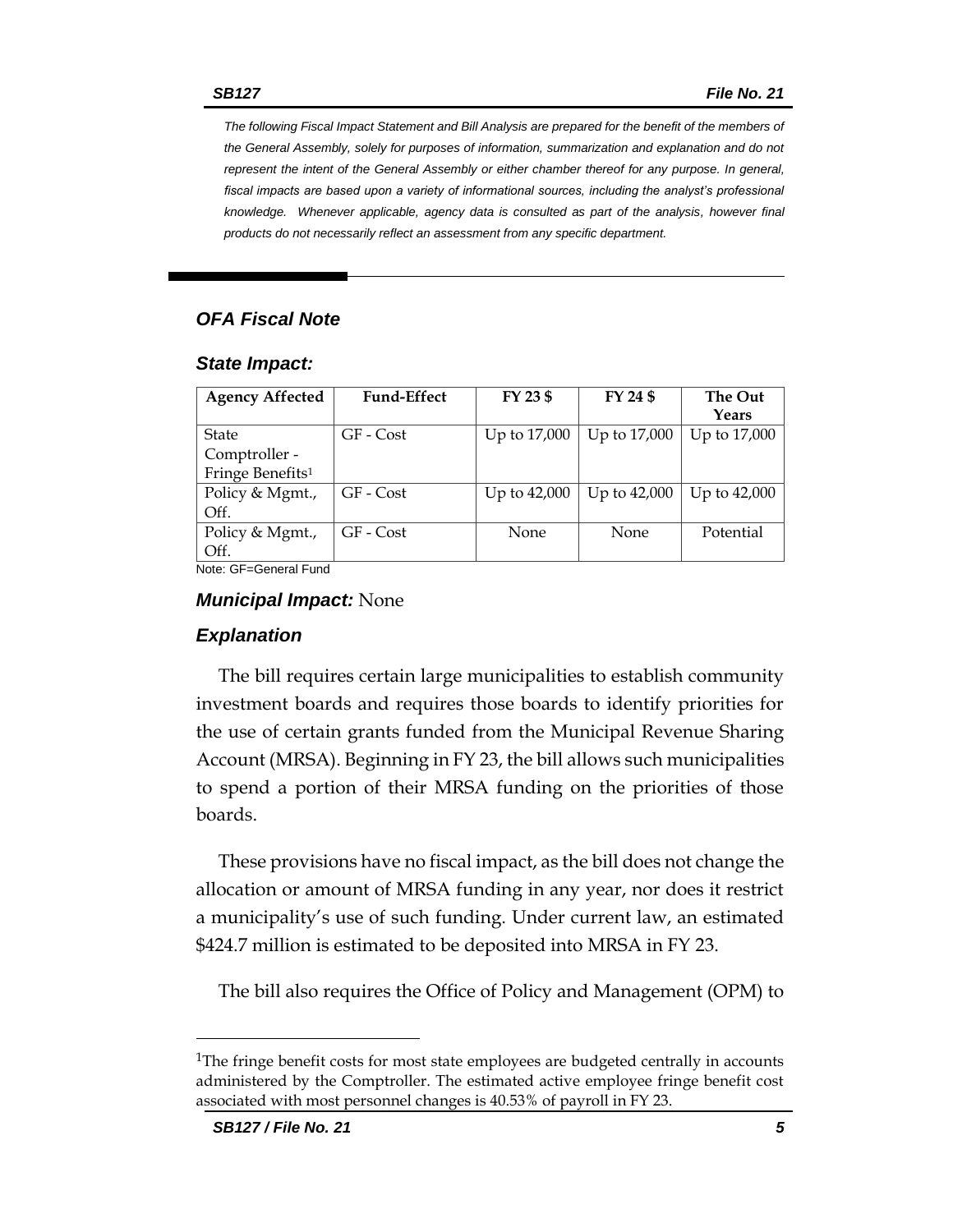*The following Fiscal Impact Statement and Bill Analysis are prepared for the benefit of the members of the General Assembly, solely for purposes of information, summarization and explanation and do not represent the intent of the General Assembly or either chamber thereof for any purpose. In general, fiscal impacts are based upon a variety of informational sources, including the analyst's professional knowledge. Whenever applicable, agency data is consulted as part of the analysis, however final products do not necessarily reflect an assessment from any specific department.*

## *OFA Fiscal Note*

### *State Impact:*

| Agency Affected | Fund-Effect | FY 23 $ | FY 24 $ | The Out Years |
|---|---|---|---|---|
| State Comptroller - Fringe Benefits[1] | GF - Cost | Up to 17,000 | Up to 17,000 | Up to 17,000 |
| Policy & Mgmt., Off. | GF - Cost | Up to 42,000 | Up to 42,000 | Up to 42,000 |
| Policy & Mgmt., Off. | GF - Cost | None | None | Potential |

Note: GF=General Fund

### ***Municipal Impact:*** None

### *Explanation*

The bill requires certain large municipalities to establish community investment boards and requires those boards to identify priorities for the use of certain grants funded from the Municipal Revenue Sharing Account (MRSA). Beginning in FY 23, the bill allows such municipalities to spend a portion of their MRSA funding on the priorities of those boards.

These provisions have no fiscal impact, as the bill does not change the allocation or amount of MRSA funding in any year, nor does it restrict a municipality's use of such funding. Under current law, an estimated $424.7 million is estimated to be deposited into MRSA in FY 23.

The bill also requires the Office of Policy and Management (OPM) to

[1]The fringe benefit costs for most state employees are budgeted centrally in accounts administered by the Comptroller. The estimated active employee fringe benefit cost associated with most personnel changes is 40.53% of payroll in FY 23.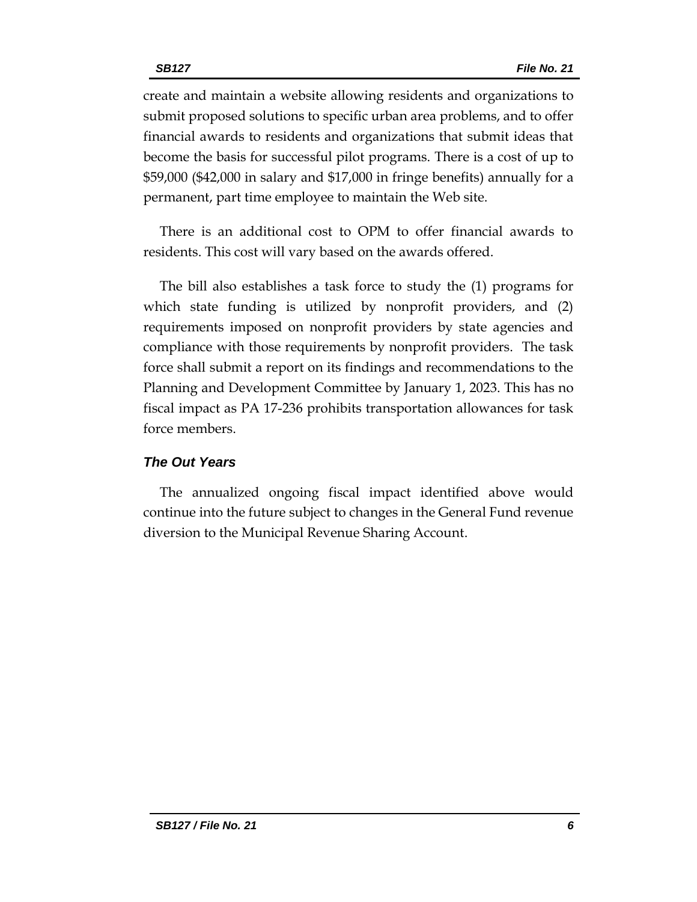create and maintain a website allowing residents and organizations to submit proposed solutions to specific urban area problems, and to offer financial awards to residents and organizations that submit ideas that become the basis for successful pilot programs. There is a cost of up to $59,000 ($42,000 in salary and $17,000 in fringe benefits) annually for a permanent, part time employee to maintain the Web site.

There is an additional cost to OPM to offer financial awards to residents. This cost will vary based on the awards offered.

The bill also establishes a task force to study the (1) programs for which state funding is utilized by nonprofit providers, and (2) requirements imposed on nonprofit providers by state agencies and compliance with those requirements by nonprofit providers. The task force shall submit a report on its findings and recommendations to the Planning and Development Committee by January 1, 2023. This has no fiscal impact as PA 17-236 prohibits transportation allowances for task force members.

### *The Out Years*

The annualized ongoing fiscal impact identified above would continue into the future subject to changes in the General Fund revenue diversion to the Municipal Revenue Sharing Account.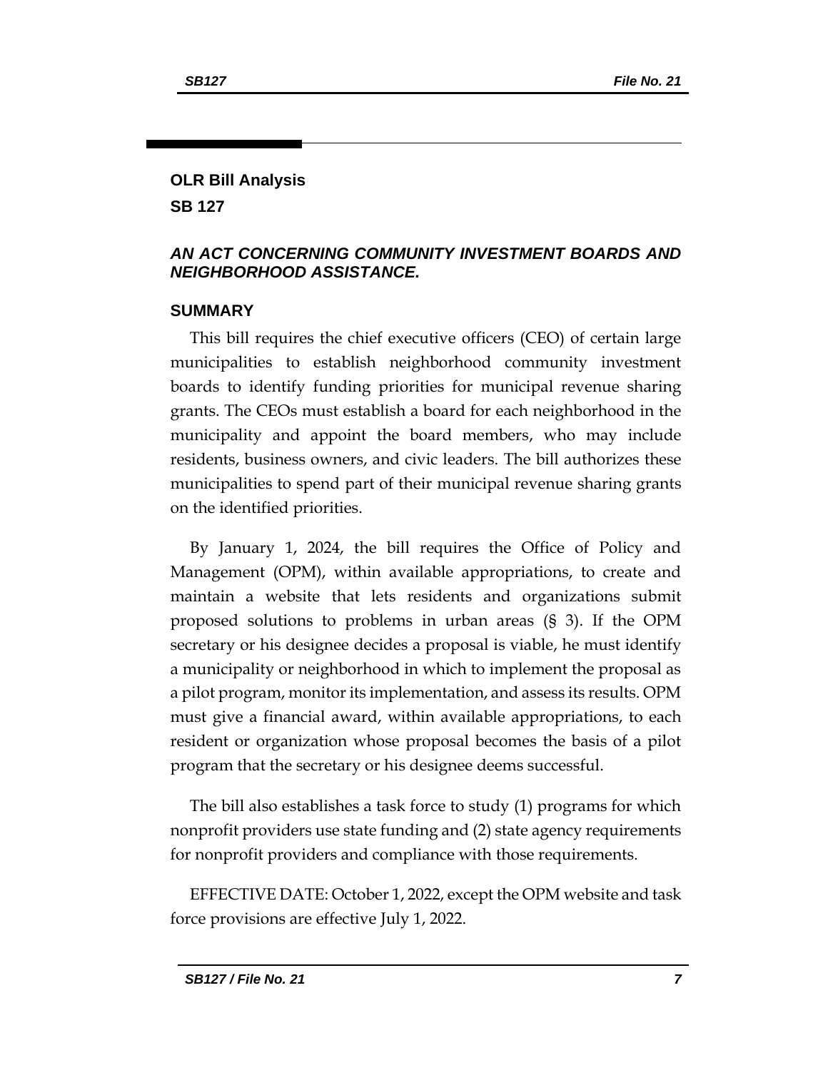## OLR Bill Analysis

## SB 127

### *AN ACT CONCERNING COMMUNITY INVESTMENT BOARDS AND NEIGHBORHOOD ASSISTANCE.*

### SUMMARY

This bill requires the chief executive officers (CEO) of certain large municipalities to establish neighborhood community investment boards to identify funding priorities for municipal revenue sharing grants. The CEOs must establish a board for each neighborhood in the municipality and appoint the board members, who may include residents, business owners, and civic leaders. The bill authorizes these municipalities to spend part of their municipal revenue sharing grants on the identified priorities.

By January 1, 2024, the bill requires the Office of Policy and Management (OPM), within available appropriations, to create and maintain a website that lets residents and organizations submit proposed solutions to problems in urban areas (§ 3). If the OPM secretary or his designee decides a proposal is viable, he must identify a municipality or neighborhood in which to implement the proposal as a pilot program, monitor its implementation, and assess its results. OPM must give a financial award, within available appropriations, to each resident or organization whose proposal becomes the basis of a pilot program that the secretary or his designee deems successful.

The bill also establishes a task force to study (1) programs for which nonprofit providers use state funding and (2) state agency requirements for nonprofit providers and compliance with those requirements.

EFFECTIVE DATE: October 1, 2022, except the OPM website and task force provisions are effective July 1, 2022.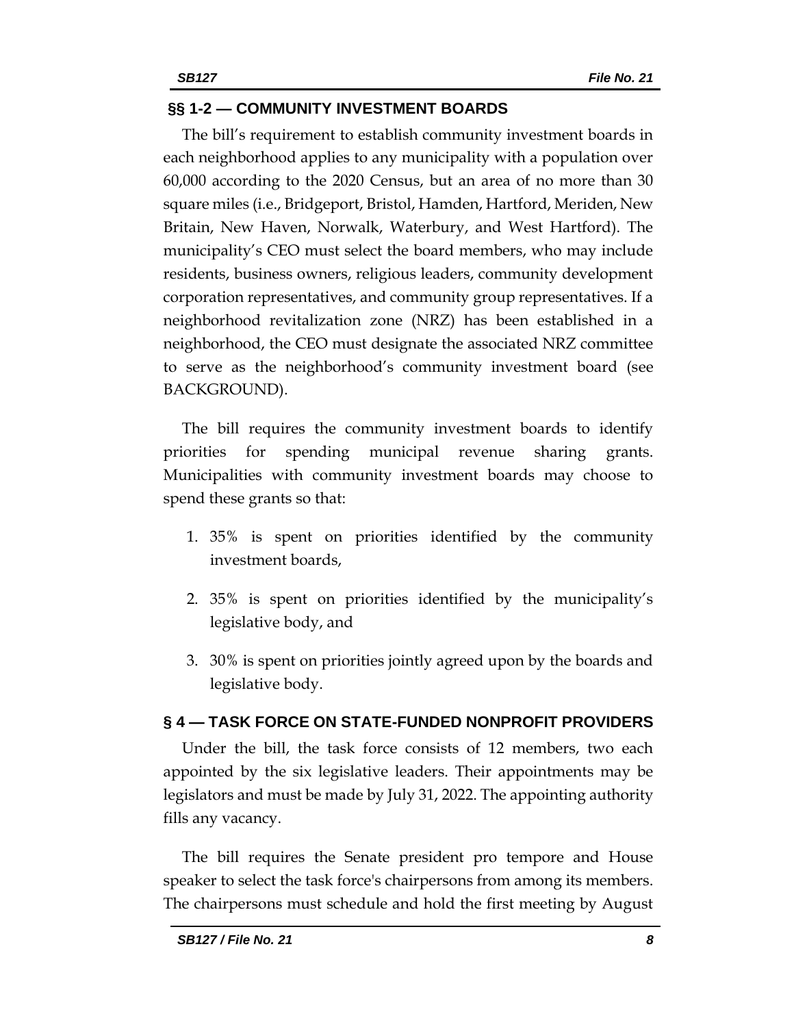## §§ 1-2 — COMMUNITY INVESTMENT BOARDS

The bill's requirement to establish community investment boards in each neighborhood applies to any municipality with a population over 60,000 according to the 2020 Census, but an area of no more than 30 square miles (i.e., Bridgeport, Bristol, Hamden, Hartford, Meriden, New Britain, New Haven, Norwalk, Waterbury, and West Hartford). The municipality's CEO must select the board members, who may include residents, business owners, religious leaders, community development corporation representatives, and community group representatives. If a neighborhood revitalization zone (NRZ) has been established in a neighborhood, the CEO must designate the associated NRZ committee to serve as the neighborhood's community investment board (see BACKGROUND).

The bill requires the community investment boards to identify priorities for spending municipal revenue sharing grants. Municipalities with community investment boards may choose to spend these grants so that:

1. 35% is spent on priorities identified by the community investment boards,
2. 35% is spent on priorities identified by the municipality's legislative body, and
3. 30% is spent on priorities jointly agreed upon by the boards and legislative body.

## § 4 — TASK FORCE ON STATE-FUNDED NONPROFIT PROVIDERS

Under the bill, the task force consists of 12 members, two each appointed by the six legislative leaders. Their appointments may be legislators and must be made by July 31, 2022. The appointing authority fills any vacancy.

The bill requires the Senate president pro tempore and House speaker to select the task force's chairpersons from among its members. The chairpersons must schedule and hold the first meeting by August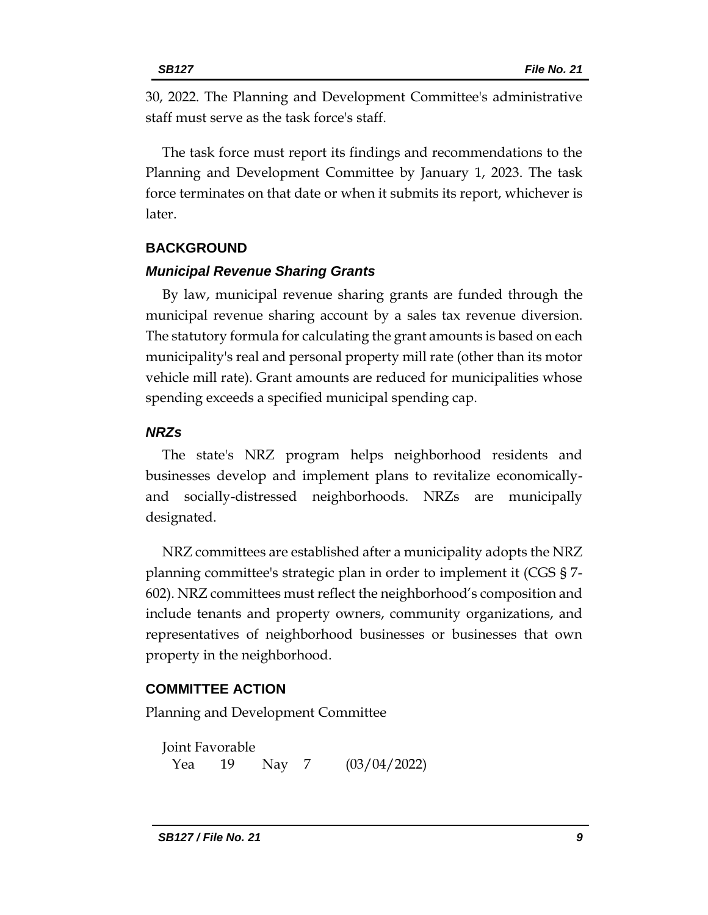30, 2022. The Planning and Development Committee's administrative staff must serve as the task force's staff.

The task force must report its findings and recommendations to the Planning and Development Committee by January 1, 2023. The task force terminates on that date or when it submits its report, whichever is later.

## BACKGROUND

### *Municipal Revenue Sharing Grants*

By law, municipal revenue sharing grants are funded through the municipal revenue sharing account by a sales tax revenue diversion. The statutory formula for calculating the grant amounts is based on each municipality's real and personal property mill rate (other than its motor vehicle mill rate). Grant amounts are reduced for municipalities whose spending exceeds a specified municipal spending cap.

### *NRZs*

The state's NRZ program helps neighborhood residents and businesses develop and implement plans to revitalize economically- and socially-distressed neighborhoods. NRZs are municipally designated.

NRZ committees are established after a municipality adopts the NRZ planning committee's strategic plan in order to implement it (CGS § 7-602). NRZ committees must reflect the neighborhood's composition and include tenants and property owners, community organizations, and representatives of neighborhood businesses or businesses that own property in the neighborhood.

## COMMITTEE ACTION

Planning and Development Committee

| | | | | |
|---|---|---|---|---|
| Joint Favorable | | | | |
| Yea | 19 | Nay | 7 | (03/04/2022) |